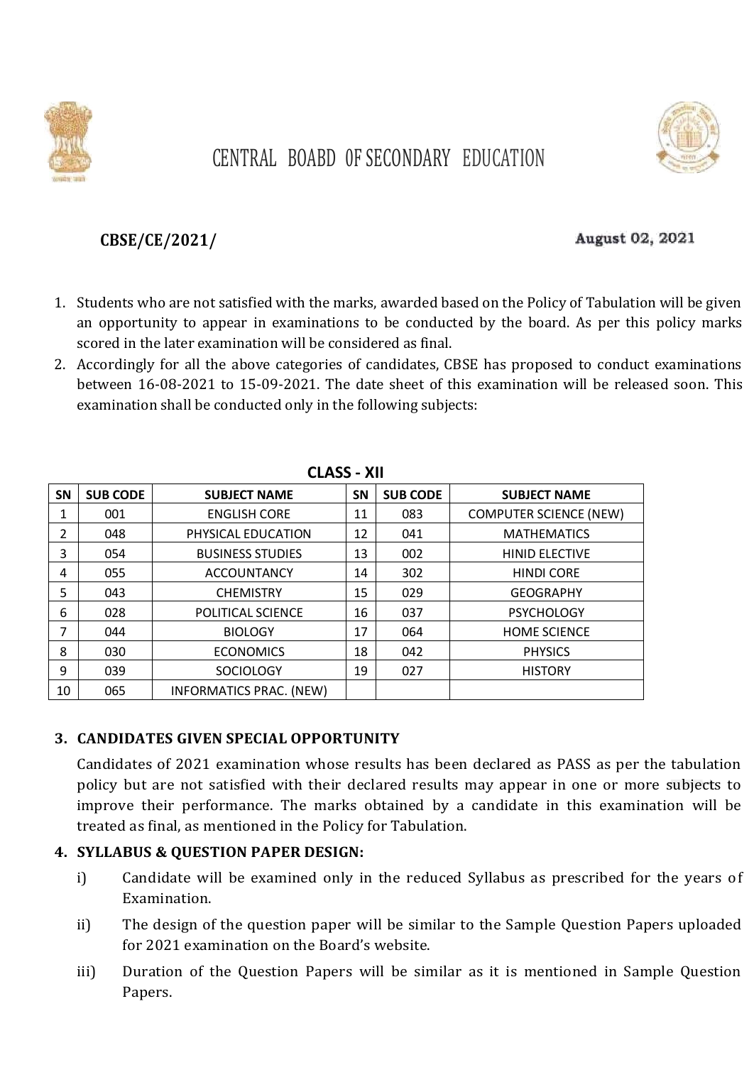# CENTRAL BOABD OF SECONDARY EDUCATION

**CBSE/CE/2021/** **August 02, 2021**

1. Students who are not satisfied with the marks, awarded based on the Policy of Tabulation will be given an opportunity to appear in examinations to be conducted by the board. As per this policy marks scored in the later examination will be considered as final.
2. Accordingly for all the above categories of candidates, CBSE has proposed to conduct examinations between 16-08-2021 to 15-09-2021. The date sheet of this examination will be released soon. This examination shall be conducted only in the following subjects:

**CLASS - XII**

| SN | SUB CODE | SUBJECT NAME | SN | SUB CODE | SUBJECT NAME |
|---|---|---|---|---|---|
| 1 | 001 | ENGLISH CORE | 11 | 083 | COMPUTER SCIENCE (NEW) |
| 2 | 048 | PHYSICAL EDUCATION | 12 | 041 | MATHEMATICS |
| 3 | 054 | BUSINESS STUDIES | 13 | 002 | HINID ELECTIVE |
| 4 | 055 | ACCOUNTANCY | 14 | 302 | HINDI CORE |
| 5 | 043 | CHEMISTRY | 15 | 029 | GEOGRAPHY |
| 6 | 028 | POLITICAL SCIENCE | 16 | 037 | PSYCHOLOGY |
| 7 | 044 | BIOLOGY | 17 | 064 | HOME SCIENCE |
| 8 | 030 | ECONOMICS | 18 | 042 | PHYSICS |
| 9 | 039 | SOCIOLOGY | 19 | 027 | HISTORY |
| 10 | 065 | INFORMATICS PRAC. (NEW) | | | |

3. **CANDIDATES GIVEN SPECIAL OPPORTUNITY**

   Candidates of 2021 examination whose results has been declared as PASS as per the tabulation policy but are not satisfied with their declared results may appear in one or more subjects to improve their performance. The marks obtained by a candidate in this examination will be treated as final, as mentioned in the Policy for Tabulation.

4. **SYLLABUS & QUESTION PAPER DESIGN:**

   i) Candidate will be examined only in the reduced Syllabus as prescribed for the years of Examination.

   ii) The design of the question paper will be similar to the Sample Question Papers uploaded for 2021 examination on the Board's website.

   iii) Duration of the Question Papers will be similar as it is mentioned in Sample Question Papers.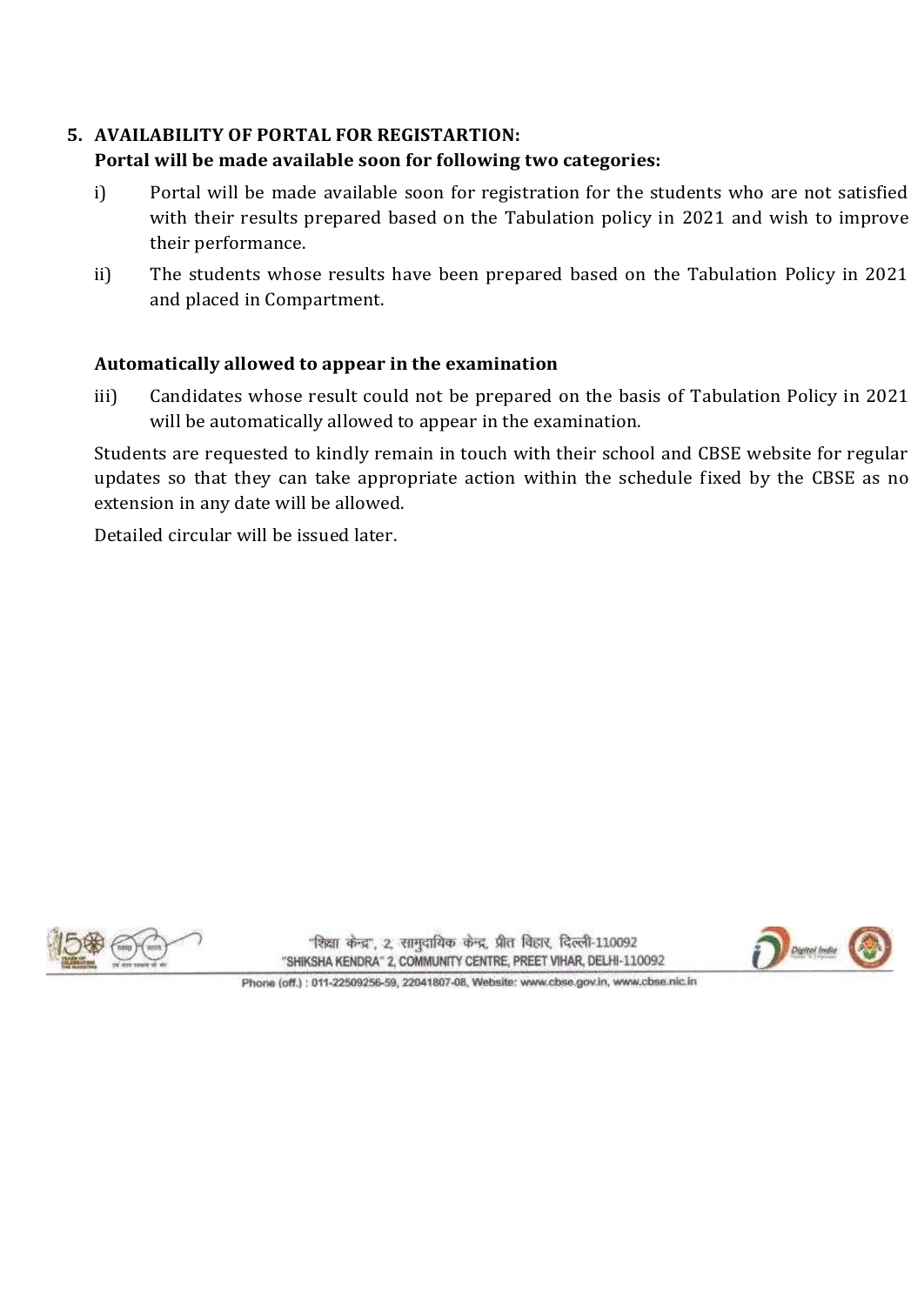**5. AVAILABILITY OF PORTAL FOR REGISTARTION:**

**Portal will be made available soon for following two categories:**

i) Portal will be made available soon for registration for the students who are not satisfied with their results prepared based on the Tabulation policy in 2021 and wish to improve their performance.

ii) The students whose results have been prepared based on the Tabulation Policy in 2021 and placed in Compartment.

**Automatically allowed to appear in the examination**

iii) Candidates whose result could not be prepared on the basis of Tabulation Policy in 2021 will be automatically allowed to appear in the examination.

Students are requested to kindly remain in touch with their school and CBSE website for regular updates so that they can take appropriate action within the schedule fixed by the CBSE as no extension in any date will be allowed.

Detailed circular will be issued later.